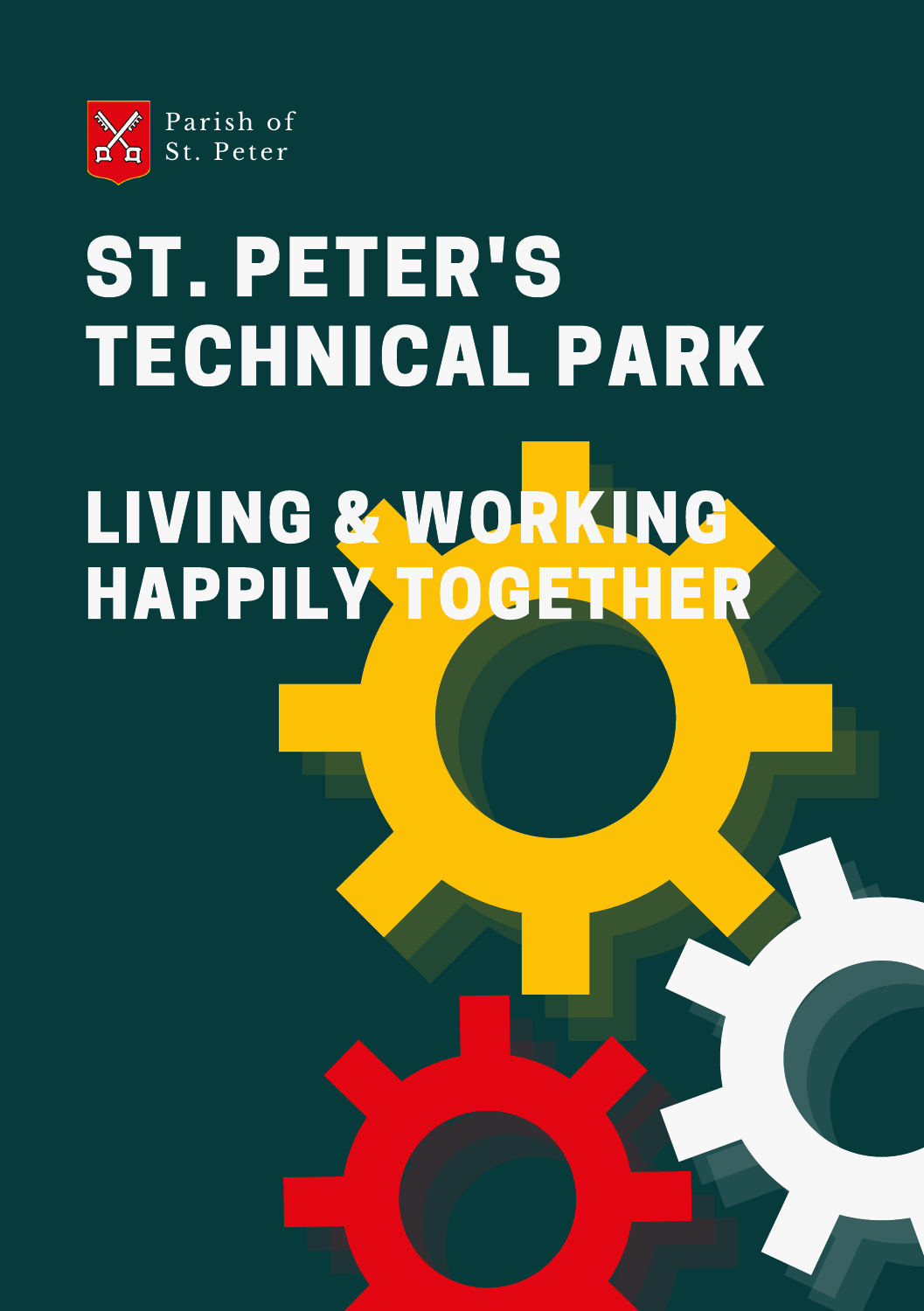Parish of St. Peter

# ST. PETER'S TECHNICAL PARK

## LIVING & WORKING HAPPILY TOGETHER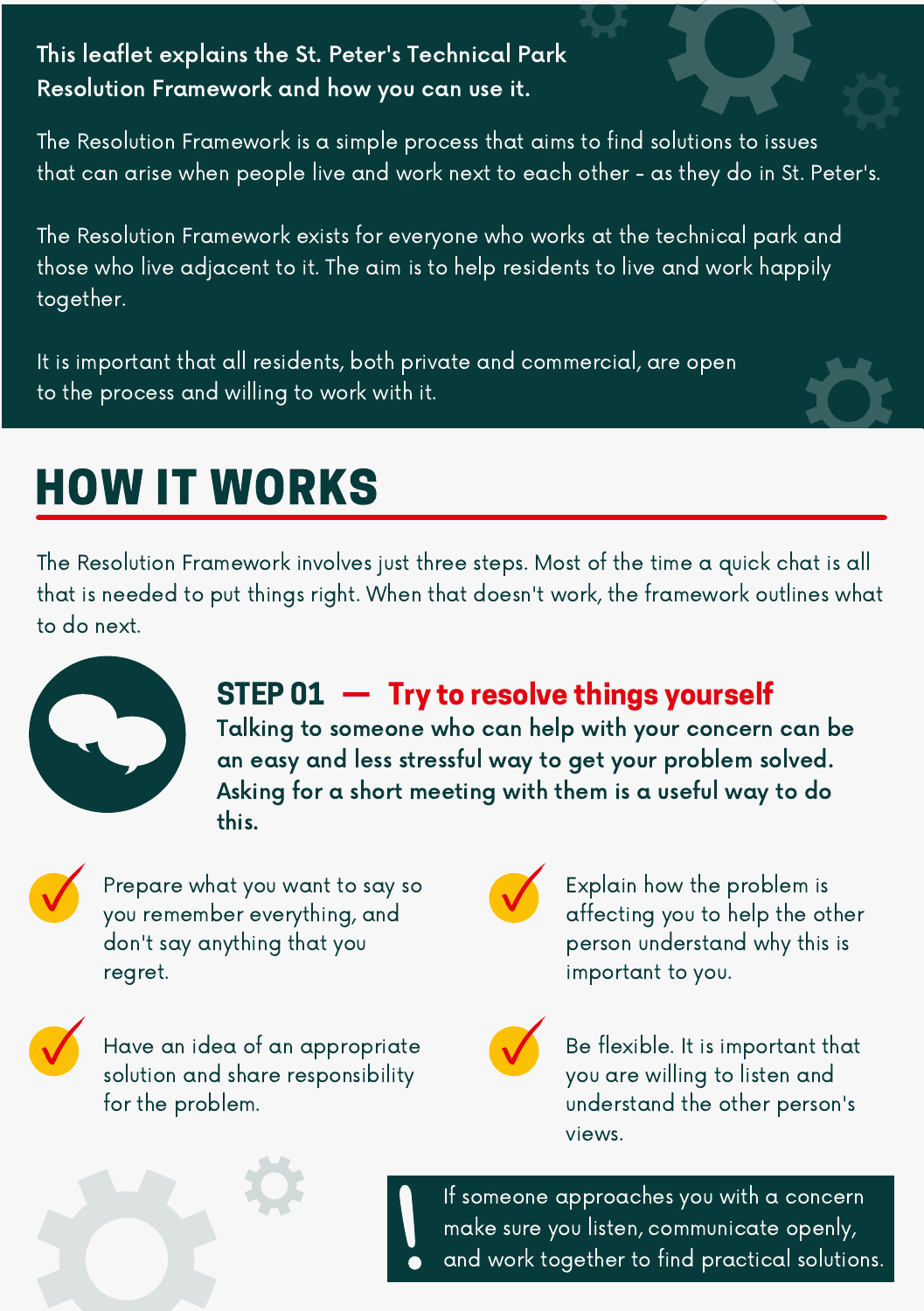**This leaflet explains the St. Peter's Technical Park Resolution Framework and how you can use it.**

The Resolution Framework is a simple process that aims to find solutions to issues that can arise when people live and work next to each other - as they do in St. Peter's.

The Resolution Framework exists for everyone who works at the technical park and those who live adjacent to it. The aim is to help residents to live and work happily together.

It is important that all residents, both private and commercial, are open to the process and willing to work with it.

# HOW IT WORKS

The Resolution Framework involves just three steps. Most of the time a quick chat is all that is needed to put things right. When that doesn't work, the framework outlines what to do next.

## STEP 01 — Try to resolve things yourself

**Talking to someone who can help with your concern can be an easy and less stressful way to get your problem solved. Asking for a short meeting with them is a useful way to do this.**

- Prepare what you want to say so you remember everything, and don't say anything that you regret.
- Have an idea of an appropriate solution and share responsibility for the problem.
- Explain how the problem is affecting you to help the other person understand why this is important to you.
- Be flexible. It is important that you are willing to listen and understand the other person's views.

**!** If someone approaches you with a concern make sure you listen, communicate openly, and work together to find practical solutions.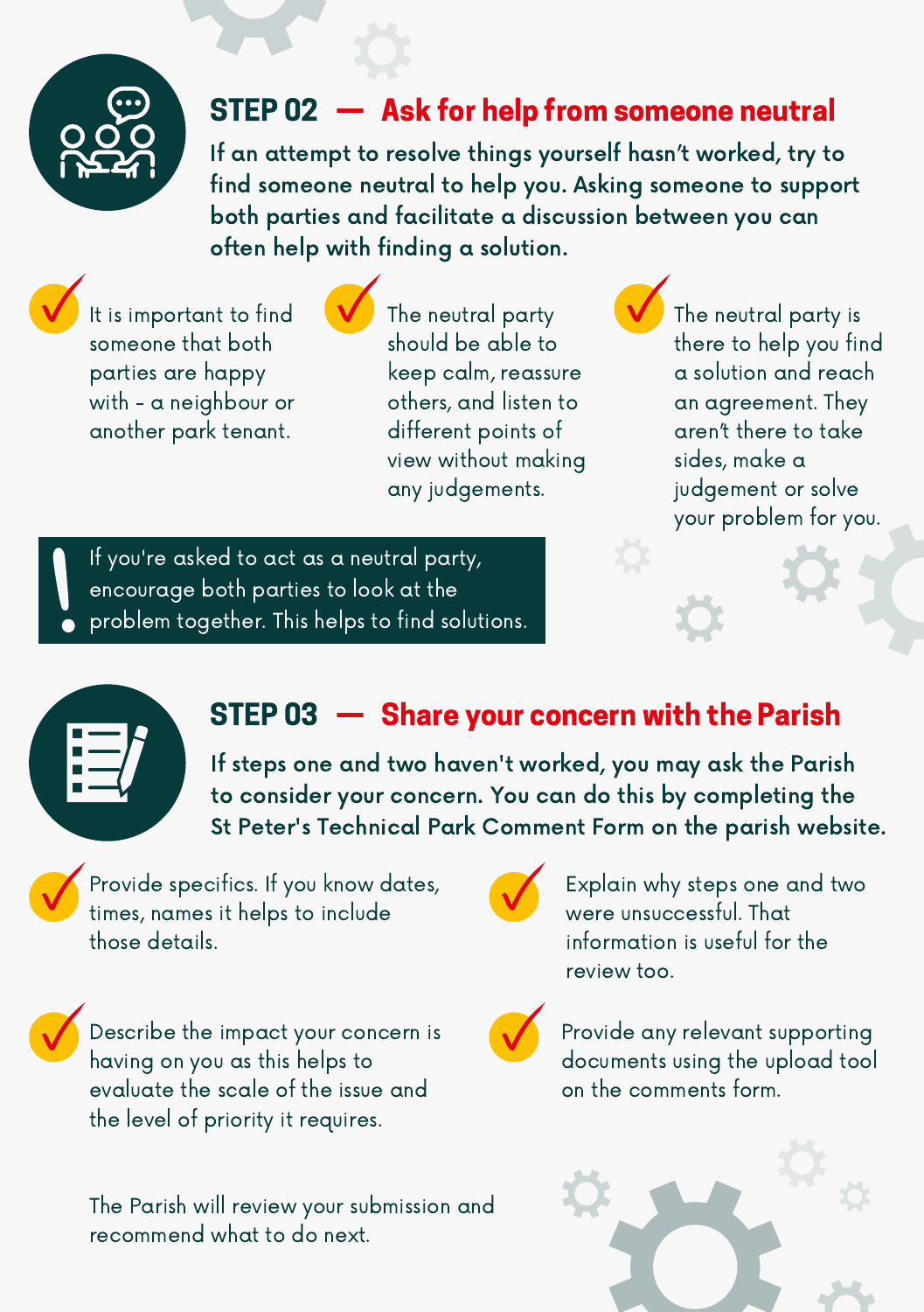## STEP 02 — Ask for help from someone neutral

**If an attempt to resolve things yourself hasn't worked, try to find someone neutral to help you. Asking someone to support both parties and facilitate a discussion between you can often help with finding a solution.**

- It is important to find someone that both parties are happy with - a neighbour or another park tenant.
- The neutral party should be able to keep calm, reassure others, and listen to different points of view without making any judgements.
- The neutral party is there to help you find a solution and reach an agreement. They aren't there to take sides, make a judgement or solve your problem for you.

> ! If you're asked to act as a neutral party, encourage both parties to look at the problem together. This helps to find solutions.

## STEP 03 — Share your concern with the Parish

**If steps one and two haven't worked, you may ask the Parish to consider your concern. You can do this by completing the St Peter's Technical Park Comment Form on the parish website.**

- Provide specifics. If you know dates, times, names it helps to include those details.
- Explain why steps one and two were unsuccessful. That information is useful for the review too.
- Describe the impact your concern is having on you as this helps to evaluate the scale of the issue and the level of priority it requires.
- Provide any relevant supporting documents using the upload tool on the comments form.

The Parish will review your submission and recommend what to do next.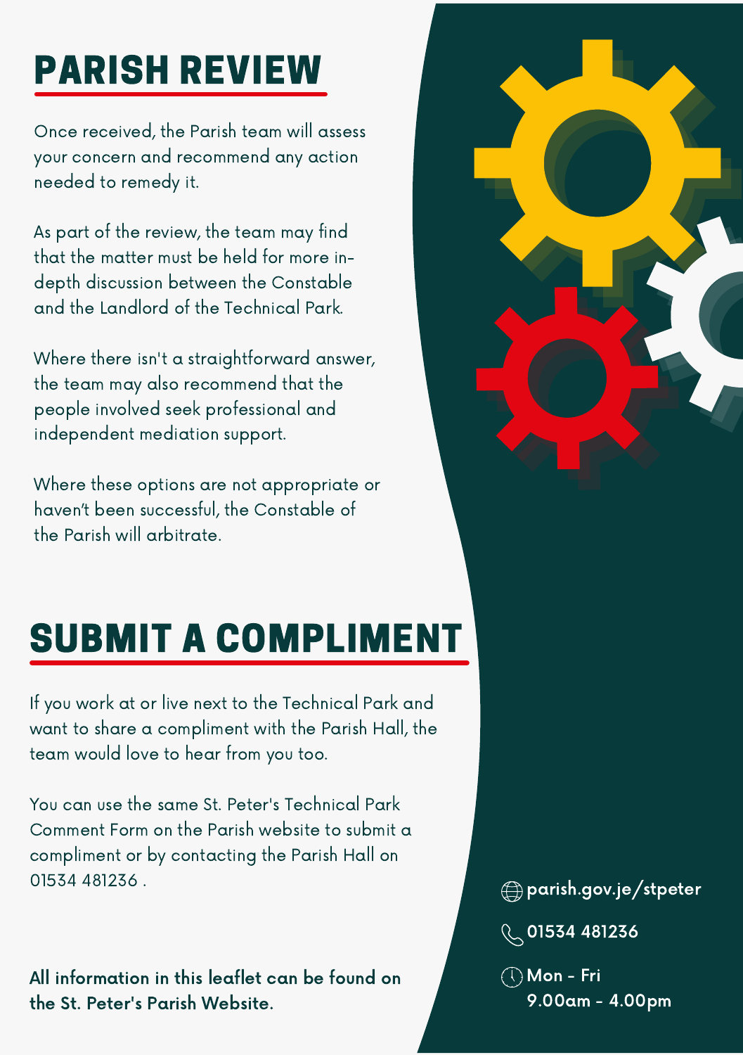# PARISH REVIEW

Once received, the Parish team will assess your concern and recommend any action needed to remedy it.

As part of the review, the team may find that the matter must be held for more in-depth discussion between the Constable and the Landlord of the Technical Park.

Where there isn't a straightforward answer, the team may also recommend that the people involved seek professional and independent mediation support.

Where these options are not appropriate or haven't been successful, the Constable of the Parish will arbitrate.

# SUBMIT A COMPLIMENT

If you work at or live next to the Technical Park and want to share a compliment with the Parish Hall, the team would love to hear from you too.

You can use the same St. Peter's Technical Park Comment Form on the Parish website to submit a compliment or by contacting the Parish Hall on 01534 481236 .

**All information in this leaflet can be found on the St. Peter's Parish Website.**

**parish.gov.je/stpeter**

**01534 481236**

**Mon - Fri**
**9.00am - 4.00pm**